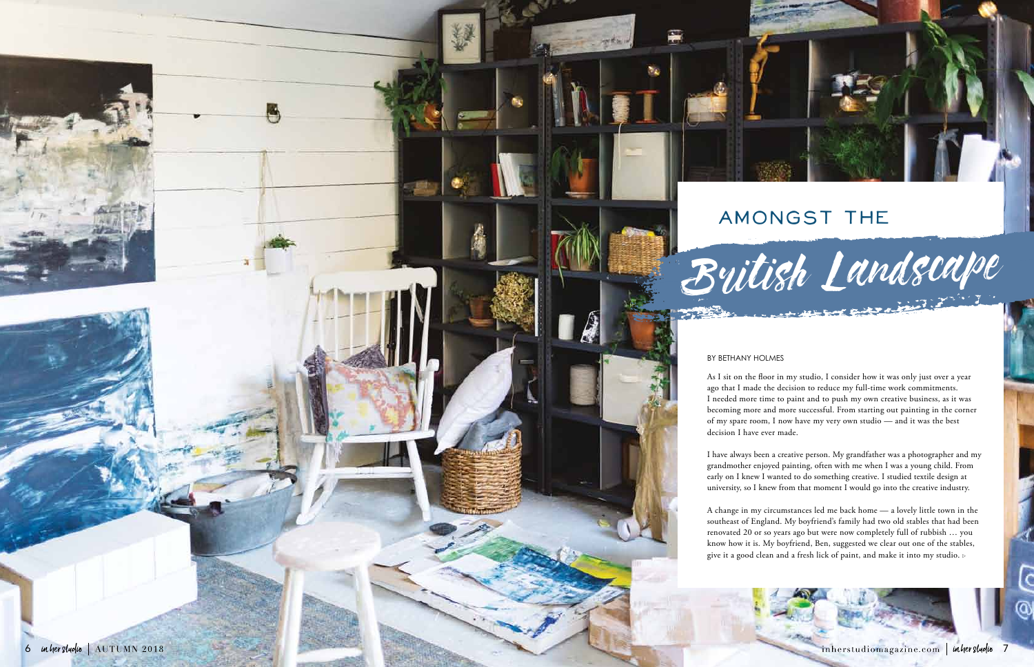# AMONGST THE British Landscape

BY BETHANY HOLMES

As I sit on the floor in my studio, I consider how it was only just over a year ago that I made the decision to reduce my full-time work commitments. I needed more time to paint and to push my own creative business, as it was becoming more and more successful. From starting out painting in the corner of my spare room, I now have my very own studio — and it was the best decision I have ever made.

I have always been a creative person. My grandfather was a photographer and my grandmother enjoyed painting, often with me when I was a young child. From early on I knew I wanted to do something creative. I studied textile design at university, so I knew from that moment I would go into the creative industry.

A change in my circumstances led me back home — a lovely little town in the southeast of England. My boyfriend's family had two old stables that had been renovated 20 or so years ago but were now completely full of rubbish … you know how it is. My boyfriend, Ben, suggested we clear out one of the stables, give it a good clean and a fresh lick of paint, and make it into my studio. ▹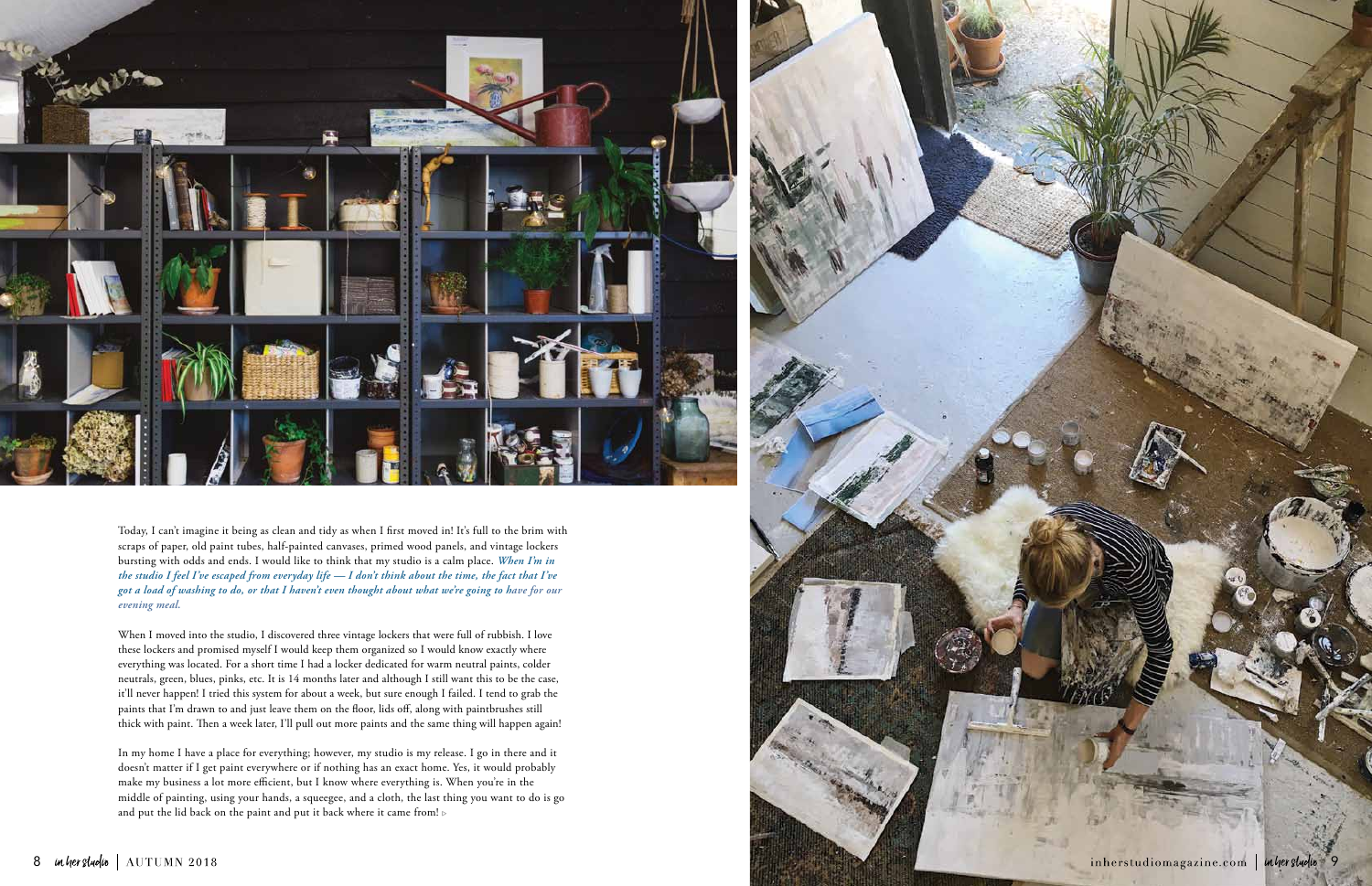Today, I can't imagine it being as clean and tidy as when I first moved in! It's full to the brim with scraps of paper, old paint tubes, half-painted canvases, primed wood panels, and vintage lockers bursting with odds and ends. I would like to think that my studio is a calm place. ***When I'm in the studio I feel I've escaped from everyday life — I don't think about the time, the fact that I've got a load of washing to do, or that I haven't even thought about what we're going to have for our evening meal.***

When I moved into the studio, I discovered three vintage lockers that were full of rubbish. I love these lockers and promised myself I would keep them organized so I would know exactly where everything was located. For a short time I had a locker dedicated for warm neutral paints, colder neutrals, green, blues, pinks, etc. It is 14 months later and although I still want this to be the case, it'll never happen! I tried this system for about a week, but sure enough I failed. I tend to grab the paints that I'm drawn to and just leave them on the floor, lids off, along with paintbrushes still thick with paint. Then a week later, I'll pull out more paints and the same thing will happen again!

In my home I have a place for everything; however, my studio is my release. I go in there and it doesn't matter if I get paint everywhere or if nothing has an exact home. Yes, it would probably make my business a lot more efficient, but I know where everything is. When you're in the middle of painting, using your hands, a squeegee, and a cloth, the last thing you want to do is go and put the lid back on the paint and put it back where it came from! ▹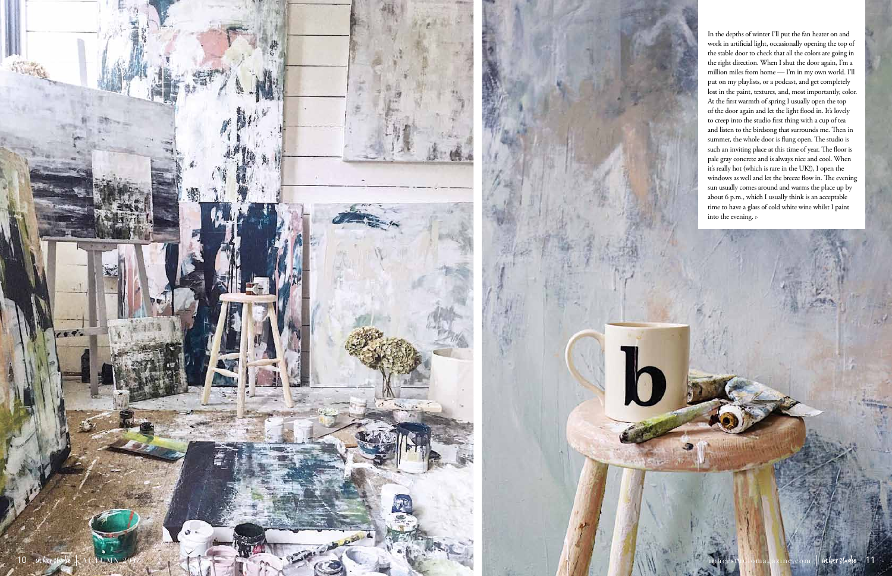In the depths of winter I'll put the fan heater on and work in artificial light, occasionally opening the top of the stable door to check that all the colors are going in the right direction. When I shut the door again, I'm a million miles from home — I'm in my own world. I'll put on my playlists, or a podcast, and get completely lost in the paint, textures, and, most importantly, color. At the first warmth of spring I usually open the top of the door again and let the light flood in. It's lovely to creep into the studio first thing with a cup of tea and listen to the birdsong that surrounds me. Then in summer, the whole door is flung open. The studio is such an inviting place at this time of year. The floor is pale gray concrete and is always nice and cool. When it's really hot (which is rare in the UK!), I open the windows as well and let the breeze flow in. The evening sun usually comes around and warms the place up by about 6 p.m., which I usually think is an acceptable time to have a glass of cold white wine whilst I paint into the evening. ▹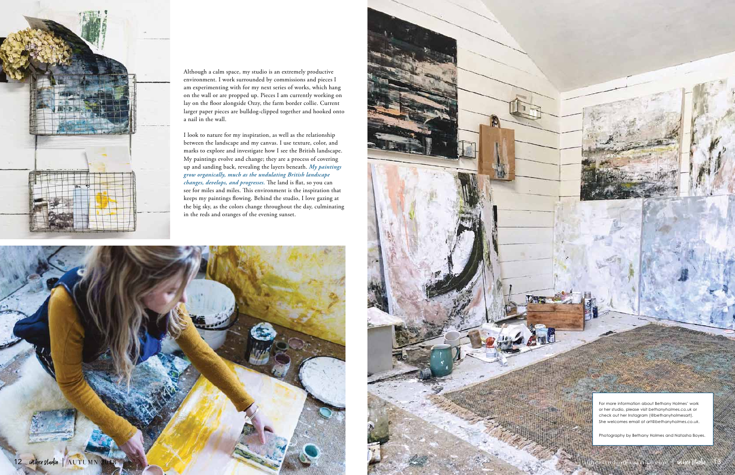Although a calm space, my studio is an extremely productive environment. I work surrounded by commissions and pieces I am experimenting with for my next series of works, which hang on the wall or are propped up. Pieces I am currently working on lay on the floor alongside Ozzy, the farm border collie. Current larger paper pieces are bulldog-clipped together and hooked onto a nail in the wall.

I look to nature for my inspiration, as well as the relationship between the landscape and my canvas. I use texture, color, and marks to explore and investigate how I see the British landscape. My paintings evolve and change; they are a process of covering up and sanding back, revealing the layers beneath. ***My paintings grow organically, much as the undulating British landscape changes, develops, and progresses.*** The land is flat, so you can see for miles and miles. This environment is the inspiration that keeps my paintings flowing. Behind the studio, I love gazing at the big sky, as the colors change throughout the day, culminating in the reds and oranges of the evening sunset.

For more information about Bethany Holmes' work or her studio, please visit *bethanyholmes.co.uk* or check out her Instagram (@bethanyholmesart). She welcomes email at *art@bethanyholmes.co.uk*.

Photography by Bethany Holmes and Natasha Boyes.